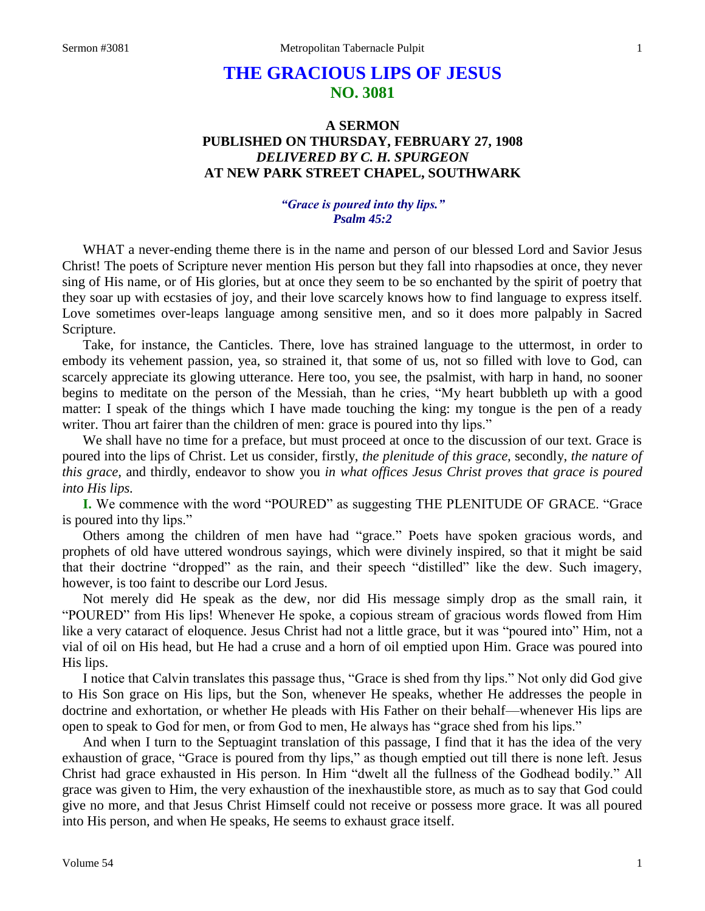# THE GRACIOUS LIPS OF JESUS
## NO. 3081

### A SERMON
### PUBLISHED ON THURSDAY, FEBRUARY 27, 1908
### *DELIVERED BY C. H. SPURGEON*
### AT NEW PARK STREET CHAPEL, SOUTHWARK

*"Grace is poured into thy lips." Psalm 45:2*

WHAT a never-ending theme there is in the name and person of our blessed Lord and Savior Jesus Christ! The poets of Scripture never mention His person but they fall into rhapsodies at once, they never sing of His name, or of His glories, but at once they seem to be so enchanted by the spirit of poetry that they soar up with ecstasies of joy, and their love scarcely knows how to find language to express itself. Love sometimes over-leaps language among sensitive men, and so it does more palpably in Sacred Scripture.

Take, for instance, the Canticles. There, love has strained language to the uttermost, in order to embody its vehement passion, yea, so strained it, that some of us, not so filled with love to God, can scarcely appreciate its glowing utterance. Here too, you see, the psalmist, with harp in hand, no sooner begins to meditate on the person of the Messiah, than he cries, "My heart bubbleth up with a good matter: I speak of the things which I have made touching the king: my tongue is the pen of a ready writer. Thou art fairer than the children of men: grace is poured into thy lips."

We shall have no time for a preface, but must proceed at once to the discussion of our text. Grace is poured into the lips of Christ. Let us consider, firstly, *the plenitude of this grace,* secondly, *the nature of this grace,* and thirdly, endeavor to show you *in what offices Jesus Christ proves that grace is poured into His lips.*

**I.** We commence with the word "POURED" as suggesting THE PLENITUDE OF GRACE. "Grace is poured into thy lips."

Others among the children of men have had "grace." Poets have spoken gracious words, and prophets of old have uttered wondrous sayings, which were divinely inspired, so that it might be said that their doctrine "dropped" as the rain, and their speech "distilled" like the dew. Such imagery, however, is too faint to describe our Lord Jesus.

Not merely did He speak as the dew, nor did His message simply drop as the small rain, it "POURED" from His lips! Whenever He spoke, a copious stream of gracious words flowed from Him like a very cataract of eloquence. Jesus Christ had not a little grace, but it was "poured into" Him, not a vial of oil on His head, but He had a cruse and a horn of oil emptied upon Him. Grace was poured into His lips.

I notice that Calvin translates this passage thus, "Grace is shed from thy lips." Not only did God give to His Son grace on His lips, but the Son, whenever He speaks, whether He addresses the people in doctrine and exhortation, or whether He pleads with His Father on their behalf—whenever His lips are open to speak to God for men, or from God to men, He always has "grace shed from his lips."

And when I turn to the Septuagint translation of this passage, I find that it has the idea of the very exhaustion of grace, "Grace is poured from thy lips," as though emptied out till there is none left. Jesus Christ had grace exhausted in His person. In Him "dwelt all the fullness of the Godhead bodily." All grace was given to Him, the very exhaustion of the inexhaustible store, as much as to say that God could give no more, and that Jesus Christ Himself could not receive or possess more grace. It was all poured into His person, and when He speaks, He seems to exhaust grace itself.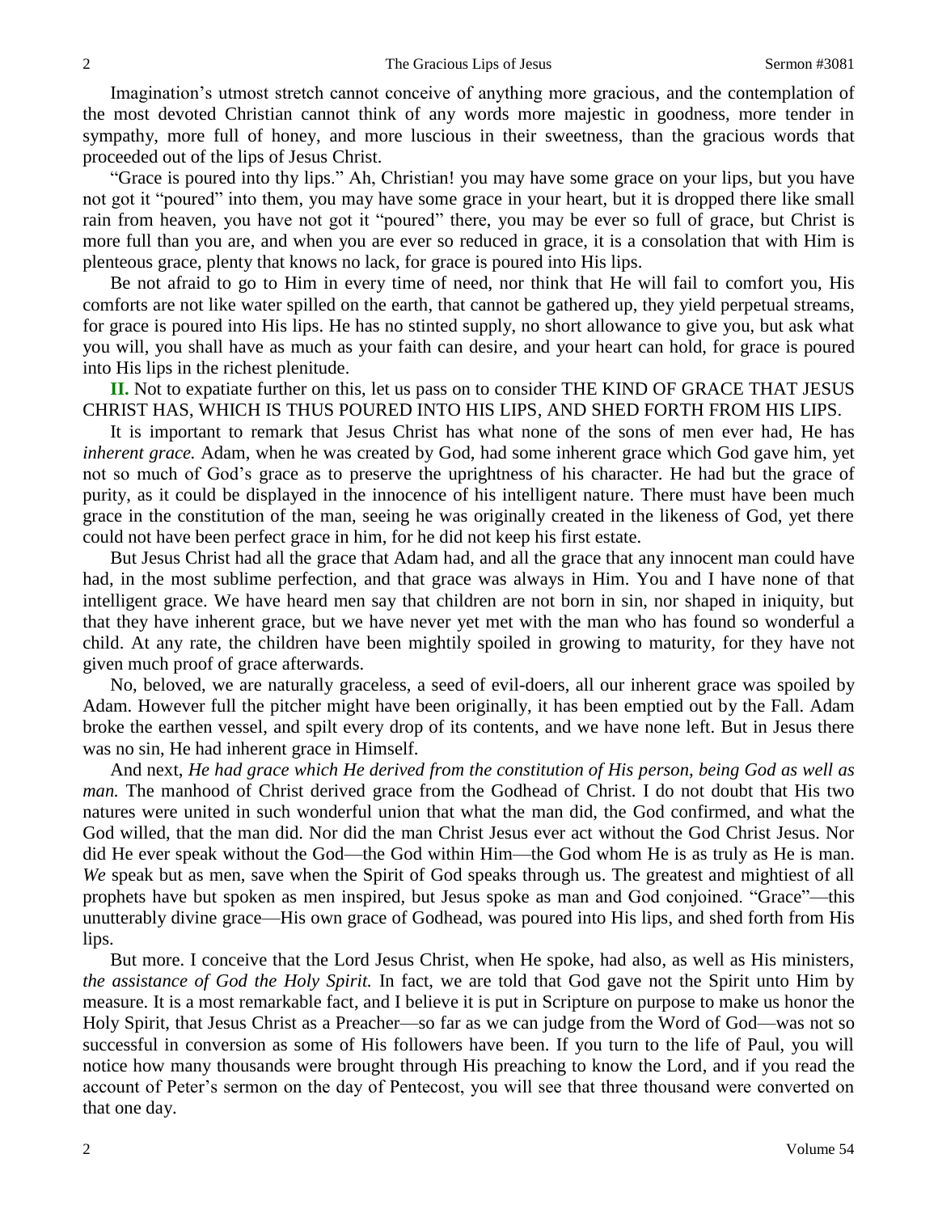Imagination's utmost stretch cannot conceive of anything more gracious, and the contemplation of the most devoted Christian cannot think of any words more majestic in goodness, more tender in sympathy, more full of honey, and more luscious in their sweetness, than the gracious words that proceeded out of the lips of Jesus Christ.

"Grace is poured into thy lips." Ah, Christian! you may have some grace on your lips, but you have not got it "poured" into them, you may have some grace in your heart, but it is dropped there like small rain from heaven, you have not got it "poured" there, you may be ever so full of grace, but Christ is more full than you are, and when you are ever so reduced in grace, it is a consolation that with Him is plenteous grace, plenty that knows no lack, for grace is poured into His lips.

Be not afraid to go to Him in every time of need, nor think that He will fail to comfort you, His comforts are not like water spilled on the earth, that cannot be gathered up, they yield perpetual streams, for grace is poured into His lips. He has no stinted supply, no short allowance to give you, but ask what you will, you shall have as much as your faith can desire, and your heart can hold, for grace is poured into His lips in the richest plenitude.

**II.** Not to expatiate further on this, let us pass on to consider THE KIND OF GRACE THAT JESUS CHRIST HAS, WHICH IS THUS POURED INTO HIS LIPS, AND SHED FORTH FROM HIS LIPS.

It is important to remark that Jesus Christ has what none of the sons of men ever had, He has *inherent grace.* Adam, when he was created by God, had some inherent grace which God gave him, yet not so much of God's grace as to preserve the uprightness of his character. He had but the grace of purity, as it could be displayed in the innocence of his intelligent nature. There must have been much grace in the constitution of the man, seeing he was originally created in the likeness of God, yet there could not have been perfect grace in him, for he did not keep his first estate.

But Jesus Christ had all the grace that Adam had, and all the grace that any innocent man could have had, in the most sublime perfection, and that grace was always in Him. You and I have none of that intelligent grace. We have heard men say that children are not born in sin, nor shaped in iniquity, but that they have inherent grace, but we have never yet met with the man who has found so wonderful a child. At any rate, the children have been mightily spoiled in growing to maturity, for they have not given much proof of grace afterwards.

No, beloved, we are naturally graceless, a seed of evil-doers, all our inherent grace was spoiled by Adam. However full the pitcher might have been originally, it has been emptied out by the Fall. Adam broke the earthen vessel, and spilt every drop of its contents, and we have none left. But in Jesus there was no sin, He had inherent grace in Himself.

And next, *He had grace which He derived from the constitution of His person, being God as well as man.* The manhood of Christ derived grace from the Godhead of Christ. I do not doubt that His two natures were united in such wonderful union that what the man did, the God confirmed, and what the God willed, that the man did. Nor did the man Christ Jesus ever act without the God Christ Jesus. Nor did He ever speak without the God—the God within Him—the God whom He is as truly as He is man. *We* speak but as men, save when the Spirit of God speaks through us. The greatest and mightiest of all prophets have but spoken as men inspired, but Jesus spoke as man and God conjoined. "Grace"—this unutterably divine grace—His own grace of Godhead, was poured into His lips, and shed forth from His lips.

But more. I conceive that the Lord Jesus Christ, when He spoke, had also, as well as His ministers, *the assistance of God the Holy Spirit.* In fact, we are told that God gave not the Spirit unto Him by measure. It is a most remarkable fact, and I believe it is put in Scripture on purpose to make us honor the Holy Spirit, that Jesus Christ as a Preacher—so far as we can judge from the Word of God—was not so successful in conversion as some of His followers have been. If you turn to the life of Paul, you will notice how many thousands were brought through His preaching to know the Lord, and if you read the account of Peter's sermon on the day of Pentecost, you will see that three thousand were converted on that one day.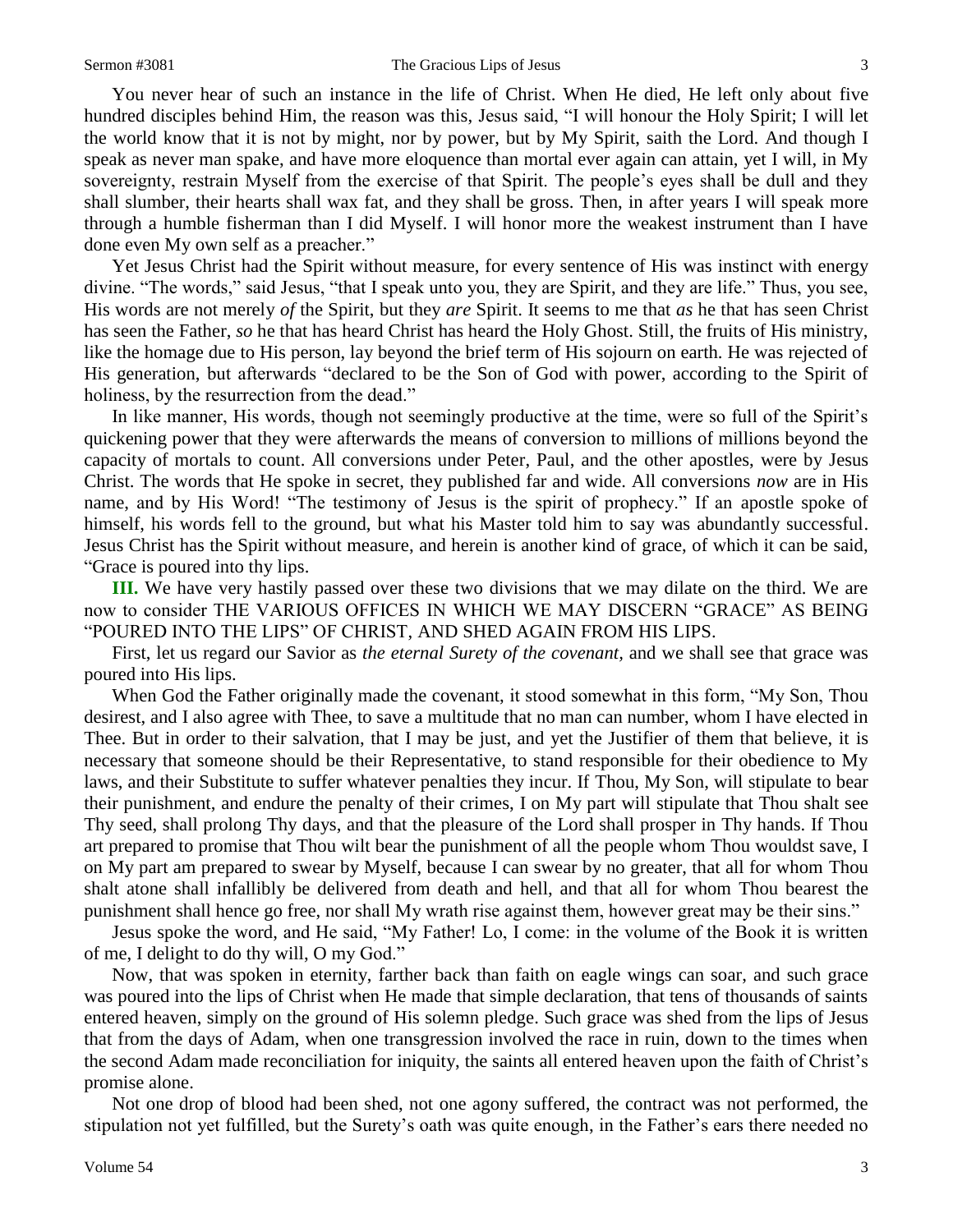You never hear of such an instance in the life of Christ. When He died, He left only about five hundred disciples behind Him, the reason was this, Jesus said, "I will honour the Holy Spirit; I will let the world know that it is not by might, nor by power, but by My Spirit, saith the Lord. And though I speak as never man spake, and have more eloquence than mortal ever again can attain, yet I will, in My sovereignty, restrain Myself from the exercise of that Spirit. The people's eyes shall be dull and they shall slumber, their hearts shall wax fat, and they shall be gross. Then, in after years I will speak more through a humble fisherman than I did Myself. I will honor more the weakest instrument than I have done even My own self as a preacher."

Yet Jesus Christ had the Spirit without measure, for every sentence of His was instinct with energy divine. "The words," said Jesus, "that I speak unto you, they are Spirit, and they are life." Thus, you see, His words are not merely *of* the Spirit, but they *are* Spirit. It seems to me that *as* he that has seen Christ has seen the Father, *so* he that has heard Christ has heard the Holy Ghost. Still, the fruits of His ministry, like the homage due to His person, lay beyond the brief term of His sojourn on earth. He was rejected of His generation, but afterwards "declared to be the Son of God with power, according to the Spirit of holiness, by the resurrection from the dead."

In like manner, His words, though not seemingly productive at the time, were so full of the Spirit's quickening power that they were afterwards the means of conversion to millions of millions beyond the capacity of mortals to count. All conversions under Peter, Paul, and the other apostles, were by Jesus Christ. The words that He spoke in secret, they published far and wide. All conversions *now* are in His name, and by His Word! "The testimony of Jesus is the spirit of prophecy." If an apostle spoke of himself, his words fell to the ground, but what his Master told him to say was abundantly successful. Jesus Christ has the Spirit without measure, and herein is another kind of grace, of which it can be said, "Grace is poured into thy lips.

**III.** We have very hastily passed over these two divisions that we may dilate on the third. We are now to consider THE VARIOUS OFFICES IN WHICH WE MAY DISCERN "GRACE" AS BEING "POURED INTO THE LIPS" OF CHRIST, AND SHED AGAIN FROM HIS LIPS.

First, let us regard our Savior as *the eternal Surety of the covenant,* and we shall see that grace was poured into His lips.

When God the Father originally made the covenant, it stood somewhat in this form, "My Son, Thou desirest, and I also agree with Thee, to save a multitude that no man can number, whom I have elected in Thee. But in order to their salvation, that I may be just, and yet the Justifier of them that believe, it is necessary that someone should be their Representative, to stand responsible for their obedience to My laws, and their Substitute to suffer whatever penalties they incur. If Thou, My Son, will stipulate to bear their punishment, and endure the penalty of their crimes, I on My part will stipulate that Thou shalt see Thy seed, shall prolong Thy days, and that the pleasure of the Lord shall prosper in Thy hands. If Thou art prepared to promise that Thou wilt bear the punishment of all the people whom Thou wouldst save, I on My part am prepared to swear by Myself, because I can swear by no greater, that all for whom Thou shalt atone shall infallibly be delivered from death and hell, and that all for whom Thou bearest the punishment shall hence go free, nor shall My wrath rise against them, however great may be their sins."

Jesus spoke the word, and He said, "My Father! Lo, I come: in the volume of the Book it is written of me, I delight to do thy will, O my God."

Now, that was spoken in eternity, farther back than faith on eagle wings can soar, and such grace was poured into the lips of Christ when He made that simple declaration, that tens of thousands of saints entered heaven, simply on the ground of His solemn pledge. Such grace was shed from the lips of Jesus that from the days of Adam, when one transgression involved the race in ruin, down to the times when the second Adam made reconciliation for iniquity, the saints all entered heaven upon the faith of Christ's promise alone.

Not one drop of blood had been shed, not one agony suffered, the contract was not performed, the stipulation not yet fulfilled, but the Surety's oath was quite enough, in the Father's ears there needed no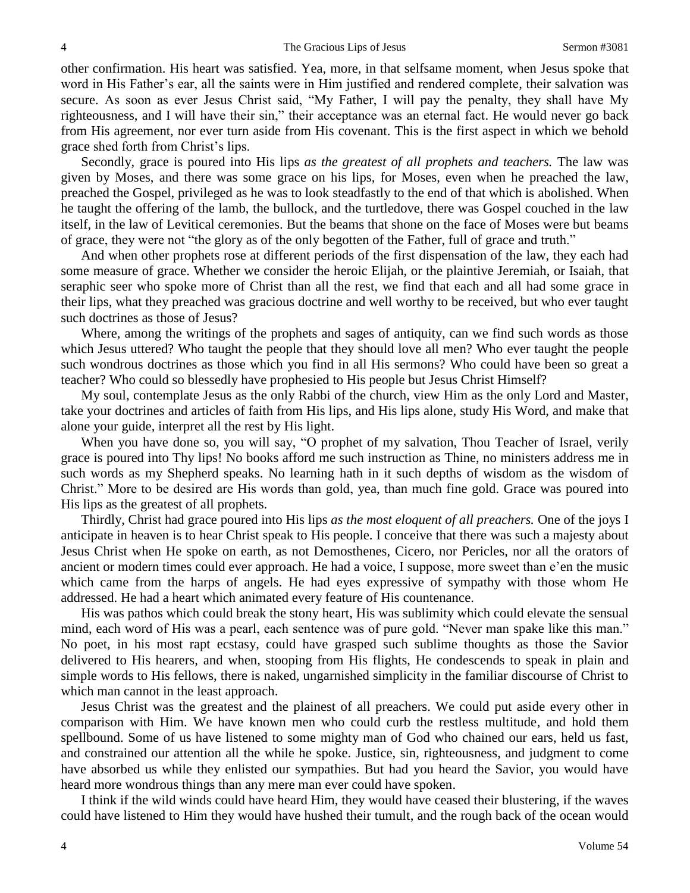other confirmation. His heart was satisfied. Yea, more, in that selfsame moment, when Jesus spoke that word in His Father's ear, all the saints were in Him justified and rendered complete, their salvation was secure. As soon as ever Jesus Christ said, "My Father, I will pay the penalty, they shall have My righteousness, and I will have their sin," their acceptance was an eternal fact. He would never go back from His agreement, nor ever turn aside from His covenant. This is the first aspect in which we behold grace shed forth from Christ's lips.

Secondly, grace is poured into His lips *as the greatest of all prophets and teachers.* The law was given by Moses, and there was some grace on his lips, for Moses, even when he preached the law, preached the Gospel, privileged as he was to look steadfastly to the end of that which is abolished. When he taught the offering of the lamb, the bullock, and the turtledove, there was Gospel couched in the law itself, in the law of Levitical ceremonies. But the beams that shone on the face of Moses were but beams of grace, they were not "the glory as of the only begotten of the Father, full of grace and truth."

And when other prophets rose at different periods of the first dispensation of the law, they each had some measure of grace. Whether we consider the heroic Elijah, or the plaintive Jeremiah, or Isaiah, that seraphic seer who spoke more of Christ than all the rest, we find that each and all had some grace in their lips, what they preached was gracious doctrine and well worthy to be received, but who ever taught such doctrines as those of Jesus?

Where, among the writings of the prophets and sages of antiquity, can we find such words as those which Jesus uttered? Who taught the people that they should love all men? Who ever taught the people such wondrous doctrines as those which you find in all His sermons? Who could have been so great a teacher? Who could so blessedly have prophesied to His people but Jesus Christ Himself?

My soul, contemplate Jesus as the only Rabbi of the church, view Him as the only Lord and Master, take your doctrines and articles of faith from His lips, and His lips alone, study His Word, and make that alone your guide, interpret all the rest by His light.

When you have done so, you will say, "O prophet of my salvation, Thou Teacher of Israel, verily grace is poured into Thy lips! No books afford me such instruction as Thine, no ministers address me in such words as my Shepherd speaks. No learning hath in it such depths of wisdom as the wisdom of Christ." More to be desired are His words than gold, yea, than much fine gold. Grace was poured into His lips as the greatest of all prophets.

Thirdly, Christ had grace poured into His lips *as the most eloquent of all preachers.* One of the joys I anticipate in heaven is to hear Christ speak to His people. I conceive that there was such a majesty about Jesus Christ when He spoke on earth, as not Demosthenes, Cicero, nor Pericles, nor all the orators of ancient or modern times could ever approach. He had a voice, I suppose, more sweet than e'en the music which came from the harps of angels. He had eyes expressive of sympathy with those whom He addressed. He had a heart which animated every feature of His countenance.

His was pathos which could break the stony heart, His was sublimity which could elevate the sensual mind, each word of His was a pearl, each sentence was of pure gold. "Never man spake like this man." No poet, in his most rapt ecstasy, could have grasped such sublime thoughts as those the Savior delivered to His hearers, and when, stooping from His flights, He condescends to speak in plain and simple words to His fellows, there is naked, ungarnished simplicity in the familiar discourse of Christ to which man cannot in the least approach.

Jesus Christ was the greatest and the plainest of all preachers. We could put aside every other in comparison with Him. We have known men who could curb the restless multitude, and hold them spellbound. Some of us have listened to some mighty man of God who chained our ears, held us fast, and constrained our attention all the while he spoke. Justice, sin, righteousness, and judgment to come have absorbed us while they enlisted our sympathies. But had you heard the Savior, you would have heard more wondrous things than any mere man ever could have spoken.

I think if the wild winds could have heard Him, they would have ceased their blustering, if the waves could have listened to Him they would have hushed their tumult, and the rough back of the ocean would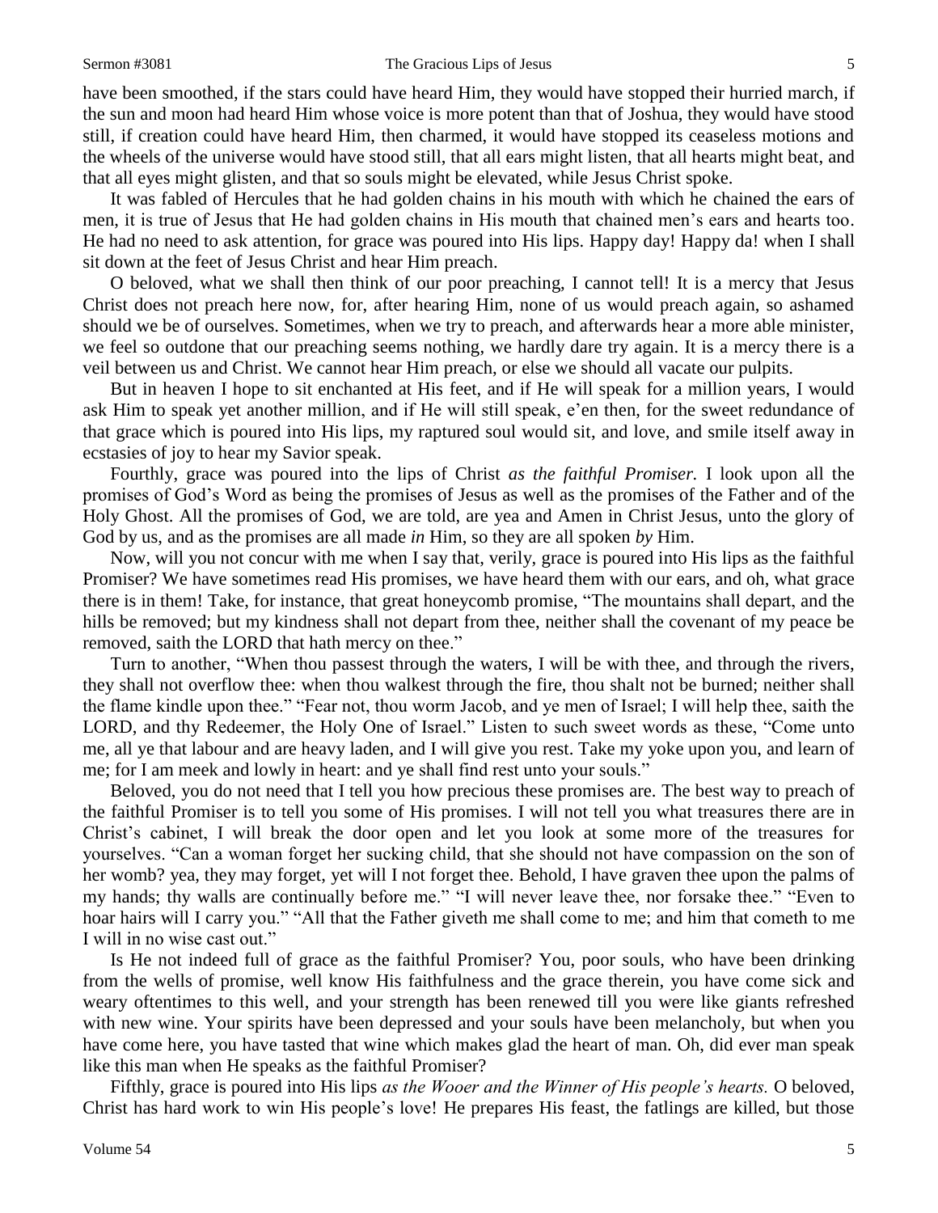have been smoothed, if the stars could have heard Him, they would have stopped their hurried march, if the sun and moon had heard Him whose voice is more potent than that of Joshua, they would have stood still, if creation could have heard Him, then charmed, it would have stopped its ceaseless motions and the wheels of the universe would have stood still, that all ears might listen, that all hearts might beat, and that all eyes might glisten, and that so souls might be elevated, while Jesus Christ spoke.

It was fabled of Hercules that he had golden chains in his mouth with which he chained the ears of men, it is true of Jesus that He had golden chains in His mouth that chained men's ears and hearts too. He had no need to ask attention, for grace was poured into His lips. Happy day! Happy da! when I shall sit down at the feet of Jesus Christ and hear Him preach.

O beloved, what we shall then think of our poor preaching, I cannot tell! It is a mercy that Jesus Christ does not preach here now, for, after hearing Him, none of us would preach again, so ashamed should we be of ourselves. Sometimes, when we try to preach, and afterwards hear a more able minister, we feel so outdone that our preaching seems nothing, we hardly dare try again. It is a mercy there is a veil between us and Christ. We cannot hear Him preach, or else we should all vacate our pulpits.

But in heaven I hope to sit enchanted at His feet, and if He will speak for a million years, I would ask Him to speak yet another million, and if He will still speak, e'en then, for the sweet redundance of that grace which is poured into His lips, my raptured soul would sit, and love, and smile itself away in ecstasies of joy to hear my Savior speak.

Fourthly, grace was poured into the lips of Christ *as the faithful Promiser.* I look upon all the promises of God's Word as being the promises of Jesus as well as the promises of the Father and of the Holy Ghost. All the promises of God, we are told, are yea and Amen in Christ Jesus, unto the glory of God by us, and as the promises are all made *in* Him, so they are all spoken *by* Him.

Now, will you not concur with me when I say that, verily, grace is poured into His lips as the faithful Promiser? We have sometimes read His promises, we have heard them with our ears, and oh, what grace there is in them! Take, for instance, that great honeycomb promise, "The mountains shall depart, and the hills be removed; but my kindness shall not depart from thee, neither shall the covenant of my peace be removed, saith the LORD that hath mercy on thee."

Turn to another, "When thou passest through the waters, I will be with thee, and through the rivers, they shall not overflow thee: when thou walkest through the fire, thou shalt not be burned; neither shall the flame kindle upon thee." "Fear not, thou worm Jacob, and ye men of Israel; I will help thee, saith the LORD, and thy Redeemer, the Holy One of Israel." Listen to such sweet words as these, "Come unto me, all ye that labour and are heavy laden, and I will give you rest. Take my yoke upon you, and learn of me; for I am meek and lowly in heart: and ye shall find rest unto your souls."

Beloved, you do not need that I tell you how precious these promises are. The best way to preach of the faithful Promiser is to tell you some of His promises. I will not tell you what treasures there are in Christ's cabinet, I will break the door open and let you look at some more of the treasures for yourselves. "Can a woman forget her sucking child, that she should not have compassion on the son of her womb? yea, they may forget, yet will I not forget thee. Behold, I have graven thee upon the palms of my hands; thy walls are continually before me." "I will never leave thee, nor forsake thee." "Even to hoar hairs will I carry you." "All that the Father giveth me shall come to me; and him that cometh to me I will in no wise cast out."

Is He not indeed full of grace as the faithful Promiser? You, poor souls, who have been drinking from the wells of promise, well know His faithfulness and the grace therein, you have come sick and weary oftentimes to this well, and your strength has been renewed till you were like giants refreshed with new wine. Your spirits have been depressed and your souls have been melancholy, but when you have come here, you have tasted that wine which makes glad the heart of man. Oh, did ever man speak like this man when He speaks as the faithful Promiser?

Fifthly, grace is poured into His lips *as the Wooer and the Winner of His people's hearts.* O beloved, Christ has hard work to win His people's love! He prepares His feast, the fatlings are killed, but those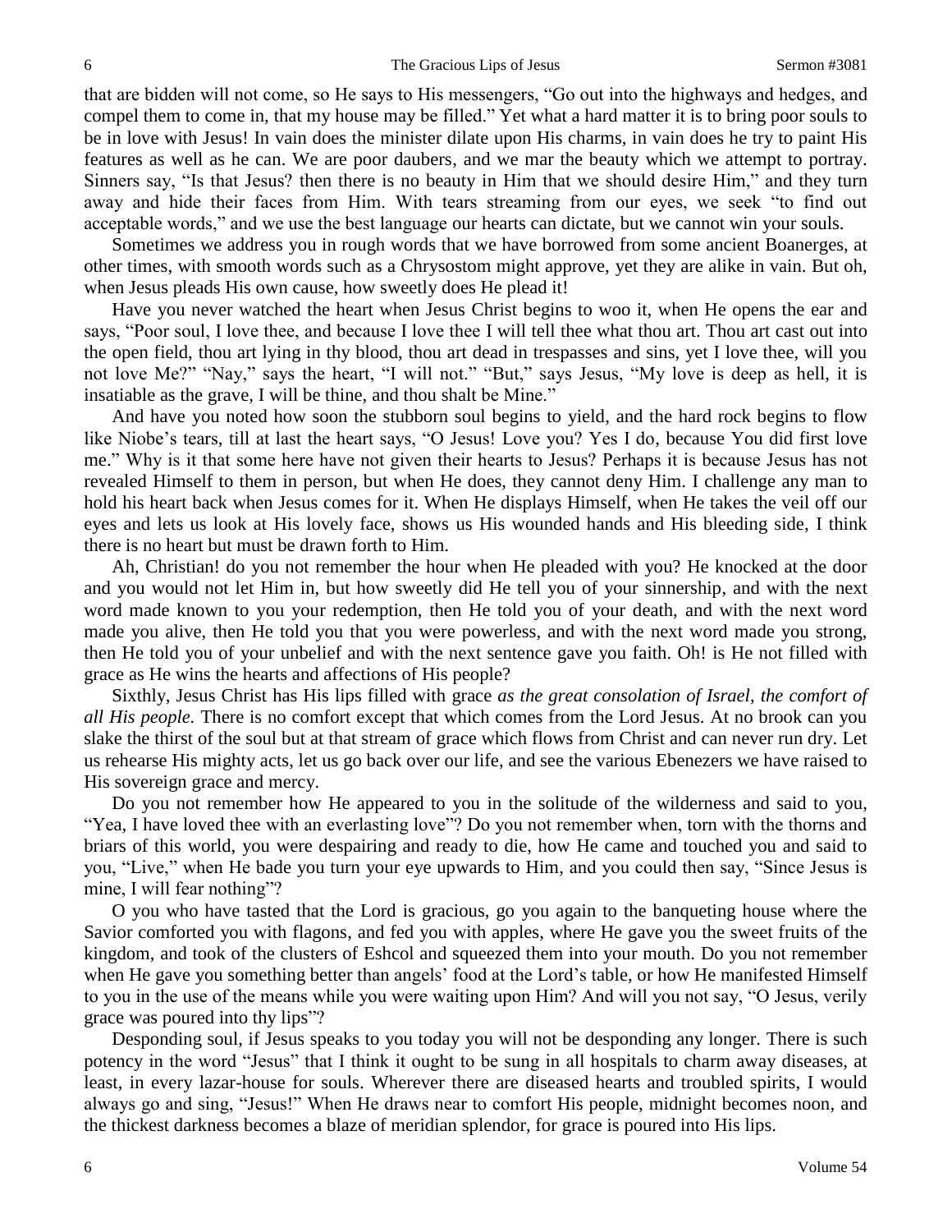that are bidden will not come, so He says to His messengers, "Go out into the highways and hedges, and compel them to come in, that my house may be filled." Yet what a hard matter it is to bring poor souls to be in love with Jesus! In vain does the minister dilate upon His charms, in vain does he try to paint His features as well as he can. We are poor daubers, and we mar the beauty which we attempt to portray. Sinners say, "Is that Jesus? then there is no beauty in Him that we should desire Him," and they turn away and hide their faces from Him. With tears streaming from our eyes, we seek "to find out acceptable words," and we use the best language our hearts can dictate, but we cannot win your souls.

Sometimes we address you in rough words that we have borrowed from some ancient Boanerges, at other times, with smooth words such as a Chrysostom might approve, yet they are alike in vain. But oh, when Jesus pleads His own cause, how sweetly does He plead it!

Have you never watched the heart when Jesus Christ begins to woo it, when He opens the ear and says, "Poor soul, I love thee, and because I love thee I will tell thee what thou art. Thou art cast out into the open field, thou art lying in thy blood, thou art dead in trespasses and sins, yet I love thee, will you not love Me?" "Nay," says the heart, "I will not." "But," says Jesus, "My love is deep as hell, it is insatiable as the grave, I will be thine, and thou shalt be Mine."

And have you noted how soon the stubborn soul begins to yield, and the hard rock begins to flow like Niobe's tears, till at last the heart says, "O Jesus! Love you? Yes I do, because You did first love me." Why is it that some here have not given their hearts to Jesus? Perhaps it is because Jesus has not revealed Himself to them in person, but when He does, they cannot deny Him. I challenge any man to hold his heart back when Jesus comes for it. When He displays Himself, when He takes the veil off our eyes and lets us look at His lovely face, shows us His wounded hands and His bleeding side, I think there is no heart but must be drawn forth to Him.

Ah, Christian! do you not remember the hour when He pleaded with you? He knocked at the door and you would not let Him in, but how sweetly did He tell you of your sinnership, and with the next word made known to you your redemption, then He told you of your death, and with the next word made you alive, then He told you that you were powerless, and with the next word made you strong, then He told you of your unbelief and with the next sentence gave you faith. Oh! is He not filled with grace as He wins the hearts and affections of His people?

Sixthly, Jesus Christ has His lips filled with grace *as the great consolation of Israel, the comfort of all His people.* There is no comfort except that which comes from the Lord Jesus. At no brook can you slake the thirst of the soul but at that stream of grace which flows from Christ and can never run dry. Let us rehearse His mighty acts, let us go back over our life, and see the various Ebenezers we have raised to His sovereign grace and mercy.

Do you not remember how He appeared to you in the solitude of the wilderness and said to you, "Yea, I have loved thee with an everlasting love"? Do you not remember when, torn with the thorns and briars of this world, you were despairing and ready to die, how He came and touched you and said to you, "Live," when He bade you turn your eye upwards to Him, and you could then say, "Since Jesus is mine, I will fear nothing"?

O you who have tasted that the Lord is gracious, go you again to the banqueting house where the Savior comforted you with flagons, and fed you with apples, where He gave you the sweet fruits of the kingdom, and took of the clusters of Eshcol and squeezed them into your mouth. Do you not remember when He gave you something better than angels' food at the Lord's table, or how He manifested Himself to you in the use of the means while you were waiting upon Him? And will you not say, "O Jesus, verily grace was poured into thy lips"?

Desponding soul, if Jesus speaks to you today you will not be desponding any longer. There is such potency in the word "Jesus" that I think it ought to be sung in all hospitals to charm away diseases, at least, in every lazar-house for souls. Wherever there are diseased hearts and troubled spirits, I would always go and sing, "Jesus!" When He draws near to comfort His people, midnight becomes noon, and the thickest darkness becomes a blaze of meridian splendor, for grace is poured into His lips.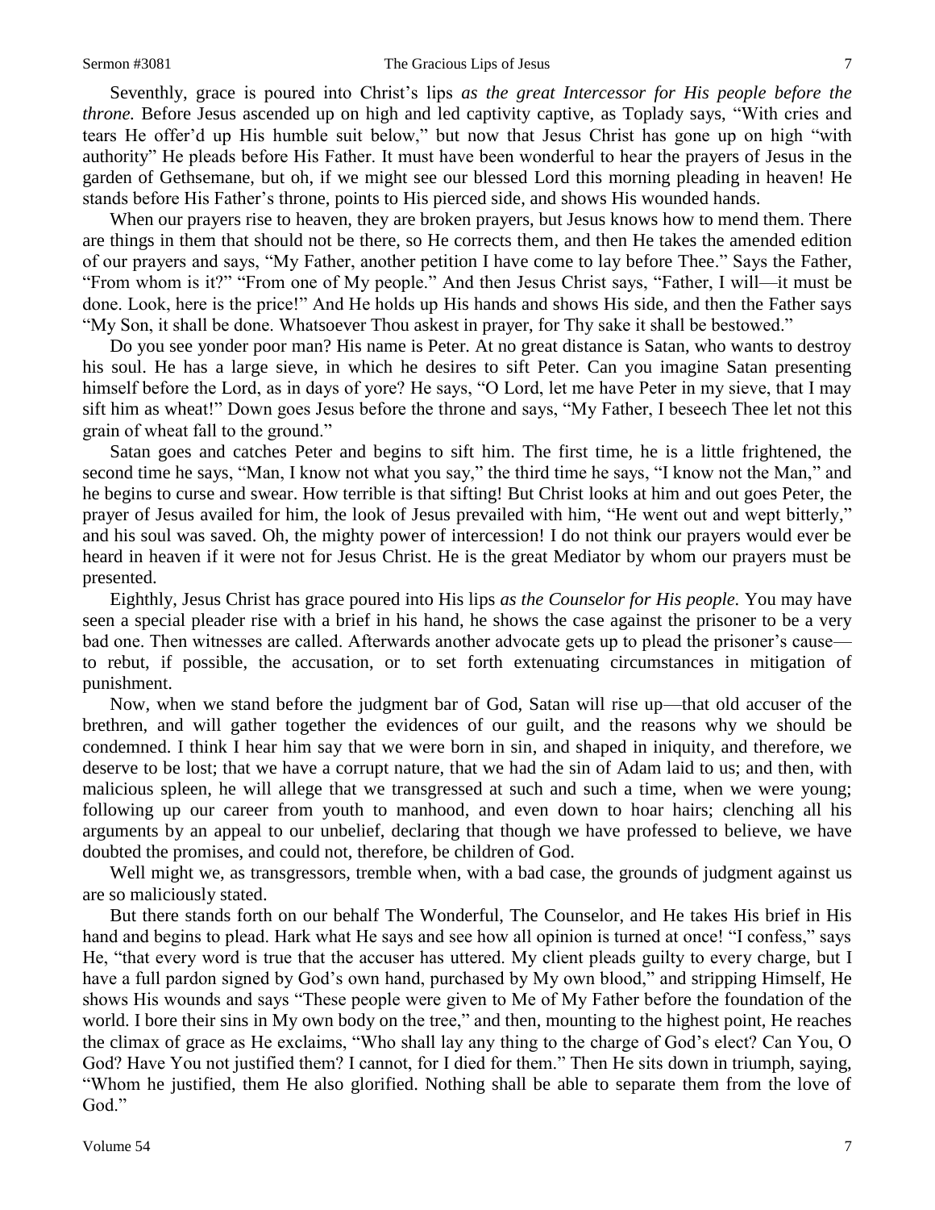Seventhly, grace is poured into Christ's lips *as the great Intercessor for His people before the throne.* Before Jesus ascended up on high and led captivity captive, as Toplady says, "With cries and tears He offer'd up His humble suit below," but now that Jesus Christ has gone up on high "with authority" He pleads before His Father. It must have been wonderful to hear the prayers of Jesus in the garden of Gethsemane, but oh, if we might see our blessed Lord this morning pleading in heaven! He stands before His Father's throne, points to His pierced side, and shows His wounded hands.

When our prayers rise to heaven, they are broken prayers, but Jesus knows how to mend them. There are things in them that should not be there, so He corrects them, and then He takes the amended edition of our prayers and says, "My Father, another petition I have come to lay before Thee." Says the Father, "From whom is it?" "From one of My people." And then Jesus Christ says, "Father, I will—it must be done. Look, here is the price!" And He holds up His hands and shows His side, and then the Father says "My Son, it shall be done. Whatsoever Thou askest in prayer, for Thy sake it shall be bestowed."

Do you see yonder poor man? His name is Peter. At no great distance is Satan, who wants to destroy his soul. He has a large sieve, in which he desires to sift Peter. Can you imagine Satan presenting himself before the Lord, as in days of yore? He says, "O Lord, let me have Peter in my sieve, that I may sift him as wheat!" Down goes Jesus before the throne and says, "My Father, I beseech Thee let not this grain of wheat fall to the ground."

Satan goes and catches Peter and begins to sift him. The first time, he is a little frightened, the second time he says, "Man, I know not what you say," the third time he says, "I know not the Man," and he begins to curse and swear. How terrible is that sifting! But Christ looks at him and out goes Peter, the prayer of Jesus availed for him, the look of Jesus prevailed with him, "He went out and wept bitterly," and his soul was saved. Oh, the mighty power of intercession! I do not think our prayers would ever be heard in heaven if it were not for Jesus Christ. He is the great Mediator by whom our prayers must be presented.

Eighthly, Jesus Christ has grace poured into His lips *as the Counselor for His people.* You may have seen a special pleader rise with a brief in his hand, he shows the case against the prisoner to be a very bad one. Then witnesses are called. Afterwards another advocate gets up to plead the prisoner's cause—to rebut, if possible, the accusation, or to set forth extenuating circumstances in mitigation of punishment.

Now, when we stand before the judgment bar of God, Satan will rise up—that old accuser of the brethren, and will gather together the evidences of our guilt, and the reasons why we should be condemned. I think I hear him say that we were born in sin, and shaped in iniquity, and therefore, we deserve to be lost; that we have a corrupt nature, that we had the sin of Adam laid to us; and then, with malicious spleen, he will allege that we transgressed at such and such a time, when we were young; following up our career from youth to manhood, and even down to hoar hairs; clenching all his arguments by an appeal to our unbelief, declaring that though we have professed to believe, we have doubted the promises, and could not, therefore, be children of God.

Well might we, as transgressors, tremble when, with a bad case, the grounds of judgment against us are so maliciously stated.

But there stands forth on our behalf The Wonderful, The Counselor, and He takes His brief in His hand and begins to plead. Hark what He says and see how all opinion is turned at once! "I confess," says He, "that every word is true that the accuser has uttered. My client pleads guilty to every charge, but I have a full pardon signed by God's own hand, purchased by My own blood," and stripping Himself, He shows His wounds and says "These people were given to Me of My Father before the foundation of the world. I bore their sins in My own body on the tree," and then, mounting to the highest point, He reaches the climax of grace as He exclaims, "Who shall lay any thing to the charge of God's elect? Can You, O God? Have You not justified them? I cannot, for I died for them." Then He sits down in triumph, saying, "Whom he justified, them He also glorified. Nothing shall be able to separate them from the love of God."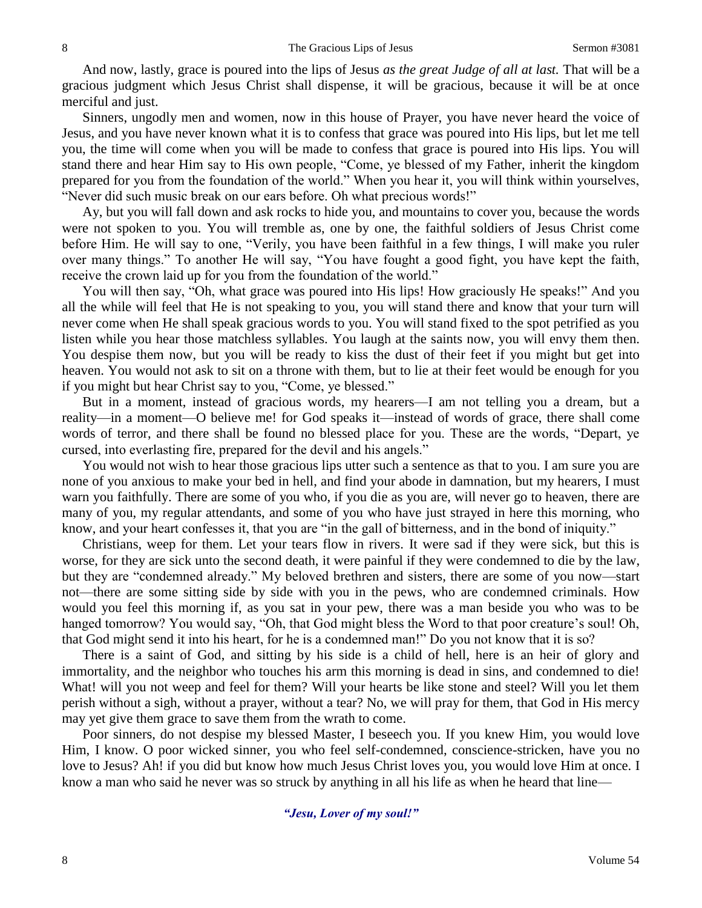And now, lastly, grace is poured into the lips of Jesus *as the great Judge of all at last.* That will be a gracious judgment which Jesus Christ shall dispense, it will be gracious, because it will be at once merciful and just.

Sinners, ungodly men and women, now in this house of Prayer, you have never heard the voice of Jesus, and you have never known what it is to confess that grace was poured into His lips, but let me tell you, the time will come when you will be made to confess that grace is poured into His lips. You will stand there and hear Him say to His own people, "Come, ye blessed of my Father, inherit the kingdom prepared for you from the foundation of the world." When you hear it, you will think within yourselves, "Never did such music break on our ears before. Oh what precious words!"

Ay, but you will fall down and ask rocks to hide you, and mountains to cover you, because the words were not spoken to you. You will tremble as, one by one, the faithful soldiers of Jesus Christ come before Him. He will say to one, "Verily, you have been faithful in a few things, I will make you ruler over many things." To another He will say, "You have fought a good fight, you have kept the faith, receive the crown laid up for you from the foundation of the world."

You will then say, "Oh, what grace was poured into His lips! How graciously He speaks!" And you all the while will feel that He is not speaking to you, you will stand there and know that your turn will never come when He shall speak gracious words to you. You will stand fixed to the spot petrified as you listen while you hear those matchless syllables. You laugh at the saints now, you will envy them then. You despise them now, but you will be ready to kiss the dust of their feet if you might but get into heaven. You would not ask to sit on a throne with them, but to lie at their feet would be enough for you if you might but hear Christ say to you, "Come, ye blessed."

But in a moment, instead of gracious words, my hearers—I am not telling you a dream, but a reality—in a moment—O believe me! for God speaks it—instead of words of grace, there shall come words of terror, and there shall be found no blessed place for you. These are the words, "Depart, ye cursed, into everlasting fire, prepared for the devil and his angels."

You would not wish to hear those gracious lips utter such a sentence as that to you. I am sure you are none of you anxious to make your bed in hell, and find your abode in damnation, but my hearers, I must warn you faithfully. There are some of you who, if you die as you are, will never go to heaven, there are many of you, my regular attendants, and some of you who have just strayed in here this morning, who know, and your heart confesses it, that you are "in the gall of bitterness, and in the bond of iniquity."

Christians, weep for them. Let your tears flow in rivers. It were sad if they were sick, but this is worse, for they are sick unto the second death, it were painful if they were condemned to die by the law, but they are "condemned already." My beloved brethren and sisters, there are some of you now—start not—there are some sitting side by side with you in the pews, who are condemned criminals. How would you feel this morning if, as you sat in your pew, there was a man beside you who was to be hanged tomorrow? You would say, "Oh, that God might bless the Word to that poor creature's soul! Oh, that God might send it into his heart, for he is a condemned man!" Do you not know that it is so?

There is a saint of God, and sitting by his side is a child of hell, here is an heir of glory and immortality, and the neighbor who touches his arm this morning is dead in sins, and condemned to die! What! will you not weep and feel for them? Will your hearts be like stone and steel? Will you let them perish without a sigh, without a prayer, without a tear? No, we will pray for them, that God in His mercy may yet give them grace to save them from the wrath to come.

Poor sinners, do not despise my blessed Master, I beseech you. If you knew Him, you would love Him, I know. O poor wicked sinner, you who feel self-condemned, conscience-stricken, have you no love to Jesus? Ah! if you did but know how much Jesus Christ loves you, you would love Him at once. I know a man who said he never was so struck by anything in all his life as when he heard that line—

*"Jesu, Lover of my soul!"*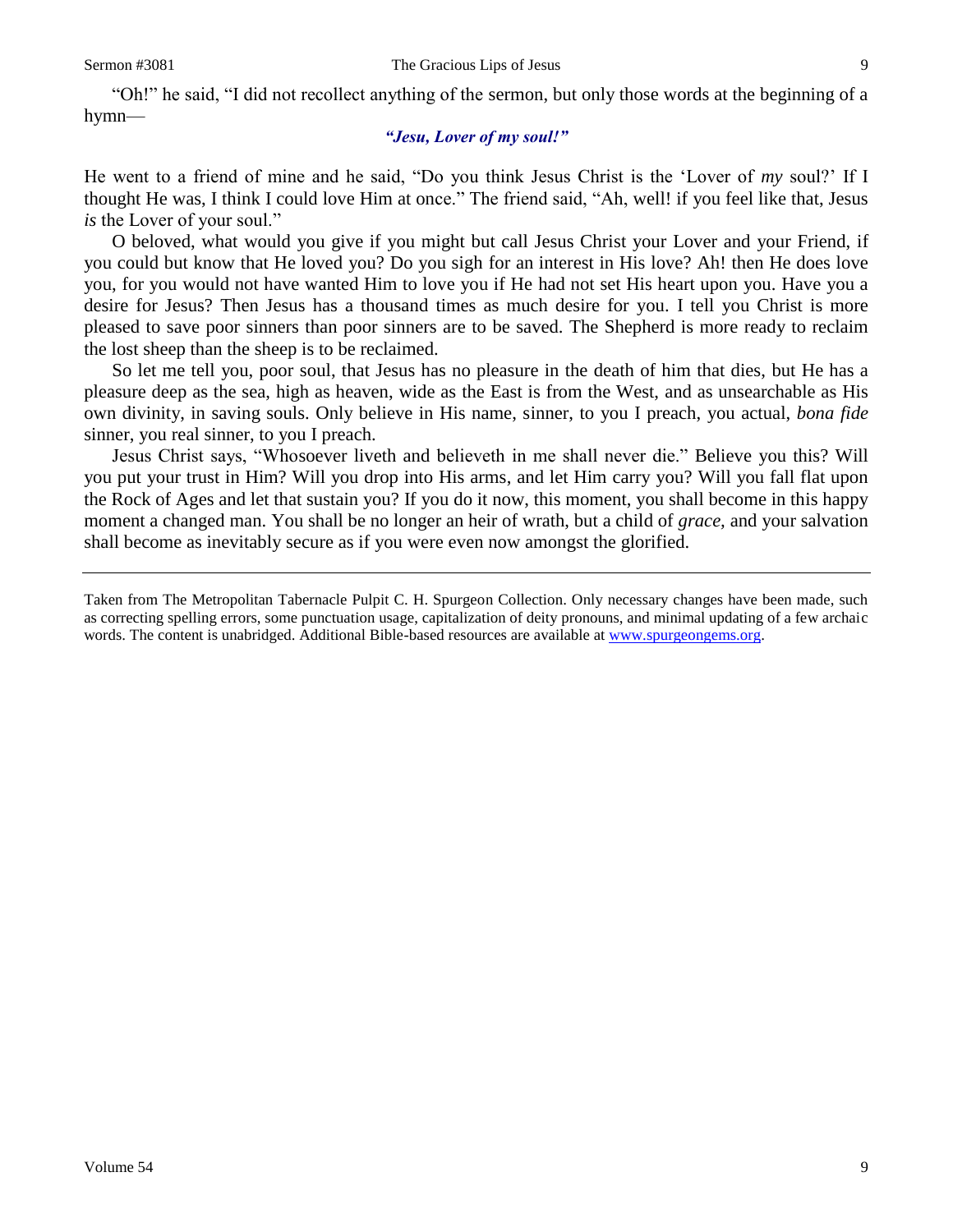"Oh!" he said, "I did not recollect anything of the sermon, but only those words at the beginning of a hymn—

***"Jesu, Lover of my soul!"***

He went to a friend of mine and he said, "Do you think Jesus Christ is the 'Lover of *my* soul?' If I thought He was, I think I could love Him at once." The friend said, "Ah, well! if you feel like that, Jesus *is* the Lover of your soul."

O beloved, what would you give if you might but call Jesus Christ your Lover and your Friend, if you could but know that He loved you? Do you sigh for an interest in His love? Ah! then He does love you, for you would not have wanted Him to love you if He had not set His heart upon you. Have you a desire for Jesus? Then Jesus has a thousand times as much desire for you. I tell you Christ is more pleased to save poor sinners than poor sinners are to be saved. The Shepherd is more ready to reclaim the lost sheep than the sheep is to be reclaimed.

So let me tell you, poor soul, that Jesus has no pleasure in the death of him that dies, but He has a pleasure deep as the sea, high as heaven, wide as the East is from the West, and as unsearchable as His own divinity, in saving souls. Only believe in His name, sinner, to you I preach, you actual, *bona fide* sinner, you real sinner, to you I preach.

Jesus Christ says, "Whosoever liveth and believeth in me shall never die." Believe you this? Will you put your trust in Him? Will you drop into His arms, and let Him carry you? Will you fall flat upon the Rock of Ages and let that sustain you? If you do it now, this moment, you shall become in this happy moment a changed man. You shall be no longer an heir of wrath, but a child of *grace*, and your salvation shall become as inevitably secure as if you were even now amongst the glorified.

---

Taken from The Metropolitan Tabernacle Pulpit C. H. Spurgeon Collection. Only necessary changes have been made, such as correcting spelling errors, some punctuation usage, capitalization of deity pronouns, and minimal updating of a few archaic words. The content is unabridged. Additional Bible-based resources are available at www.spurgeongems.org.